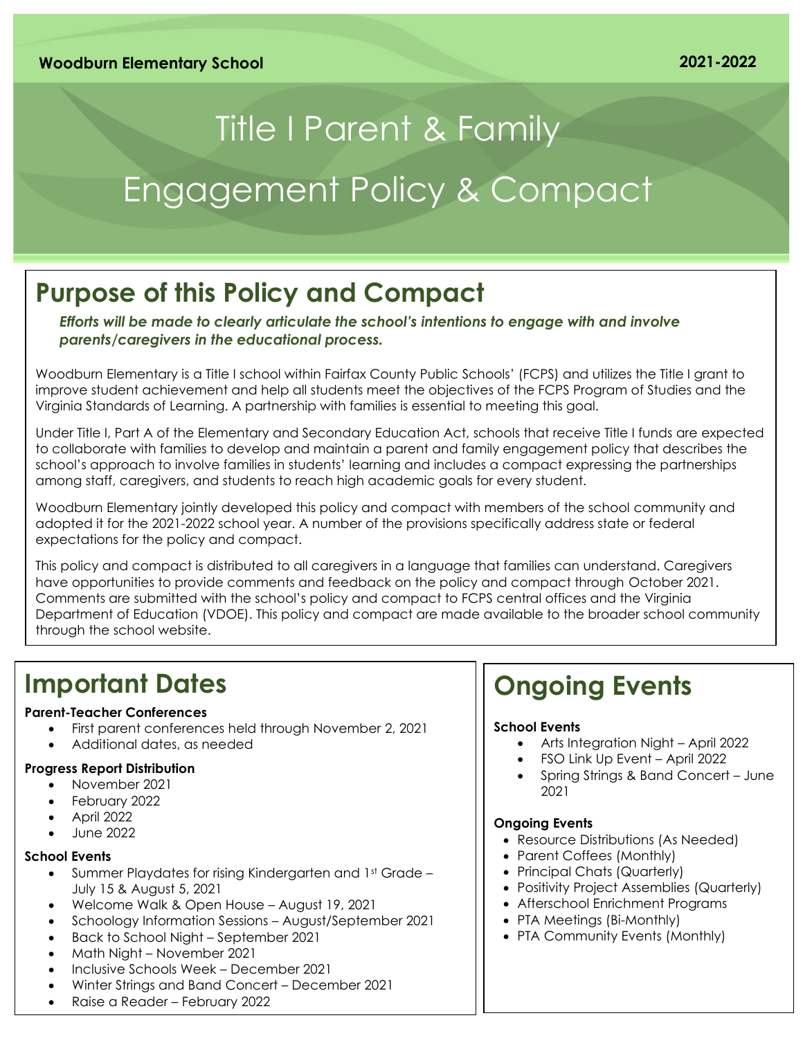**Woodburn Elementary School** **2021-2022**

# Title I Parent & Family Engagement Policy & Compact

## Purpose of this Policy and Compact

***Efforts will be made to clearly articulate the school's intentions to engage with and involve parents/caregivers in the educational process.***

Woodburn Elementary is a Title I school within Fairfax County Public Schools' (FCPS) and utilizes the Title I grant to improve student achievement and help all students meet the objectives of the FCPS Program of Studies and the Virginia Standards of Learning. A partnership with families is essential to meeting this goal.

Under Title I, Part A of the Elementary and Secondary Education Act, schools that receive Title I funds are expected to collaborate with families to develop and maintain a parent and family engagement policy that describes the school's approach to involve families in students' learning and includes a compact expressing the partnerships among staff, caregivers, and students to reach high academic goals for every student.

Woodburn Elementary jointly developed this policy and compact with members of the school community and adopted it for the 2021-2022 school year. A number of the provisions specifically address state or federal expectations for the policy and compact.

This policy and compact is distributed to all caregivers in a language that families can understand. Caregivers have opportunities to provide comments and feedback on the policy and compact through October 2021. Comments are submitted with the school's policy and compact to FCPS central offices and the Virginia Department of Education (VDOE). This policy and compact are made available to the broader school community through the school website.

## Important Dates

**Parent-Teacher Conferences**

- First parent conferences held through November 2, 2021
- Additional dates, as needed

**Progress Report Distribution**

- November 2021
- February 2022
- April 2022
- June 2022

**School Events**

- Summer Playdates for rising Kindergarten and 1st Grade – July 15 & August 5, 2021
- Welcome Walk & Open House – August 19, 2021
- Schoology Information Sessions – August/September 2021
- Back to School Night – September 2021
- Math Night – November 2021
- Inclusive Schools Week – December 2021
- Winter Strings and Band Concert – December 2021
- Raise a Reader – February 2022

## Ongoing Events

**School Events**

- Arts Integration Night – April 2022
- FSO Link Up Event – April 2022
- Spring Strings & Band Concert – June 2021

**Ongoing Events**

- Resource Distributions (As Needed)
- Parent Coffees (Monthly)
- Principal Chats (Quarterly)
- Positivity Project Assemblies (Quarterly)
- Afterschool Enrichment Programs
- PTA Meetings (Bi-Monthly)
- PTA Community Events (Monthly)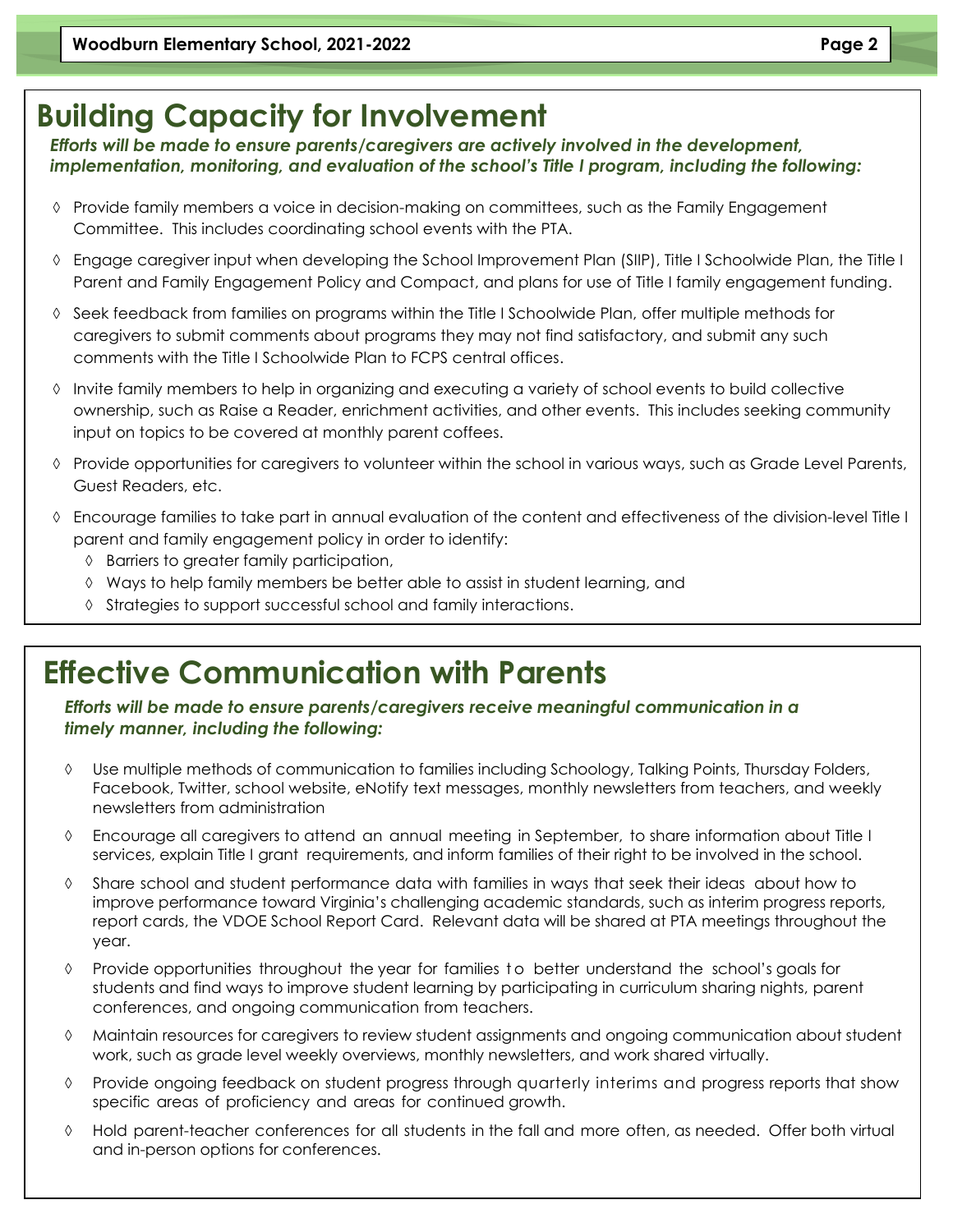## Building Capacity for Involvement

***Efforts will be made to ensure parents/caregivers are actively involved in the development, implementation, monitoring, and evaluation of the school's Title I program, including the following:***

- Provide family members a voice in decision-making on committees, such as the Family Engagement Committee. This includes coordinating school events with the PTA.
- Engage caregiver input when developing the School Improvement Plan (SIIP), Title I Schoolwide Plan, the Title I Parent and Family Engagement Policy and Compact, and plans for use of Title I family engagement funding.
- Seek feedback from families on programs within the Title I Schoolwide Plan, offer multiple methods for caregivers to submit comments about programs they may not find satisfactory, and submit any such comments with the Title I Schoolwide Plan to FCPS central offices.
- Invite family members to help in organizing and executing a variety of school events to build collective ownership, such as Raise a Reader, enrichment activities, and other events. This includes seeking community input on topics to be covered at monthly parent coffees.
- Provide opportunities for caregivers to volunteer within the school in various ways, such as Grade Level Parents, Guest Readers, etc.
- Encourage families to take part in annual evaluation of the content and effectiveness of the division-level Title I parent and family engagement policy in order to identify:
  - Barriers to greater family participation,
  - Ways to help family members be better able to assist in student learning, and
  - Strategies to support successful school and family interactions.

## Effective Communication with Parents

***Efforts will be made to ensure parents/caregivers receive meaningful communication in a timely manner, including the following:***

- Use multiple methods of communication to families including Schoology, Talking Points, Thursday Folders, Facebook, Twitter, school website, eNotify text messages, monthly newsletters from teachers, and weekly newsletters from administration
- Encourage all caregivers to attend an annual meeting in September, to share information about Title I services, explain Title I grant requirements, and inform families of their right to be involved in the school.
- Share school and student performance data with families in ways that seek their ideas about how to improve performance toward Virginia's challenging academic standards, such as interim progress reports, report cards, the VDOE School Report Card. Relevant data will be shared at PTA meetings throughout the year.
- Provide opportunities throughout the year for families to better understand the school's goals for students and find ways to improve student learning by participating in curriculum sharing nights, parent conferences, and ongoing communication from teachers.
- Maintain resources for caregivers to review student assignments and ongoing communication about student work, such as grade level weekly overviews, monthly newsletters, and work shared virtually.
- Provide ongoing feedback on student progress through quarterly interims and progress reports that show specific areas of proficiency and areas for continued growth.
- Hold parent-teacher conferences for all students in the fall and more often, as needed. Offer both virtual and in-person options for conferences.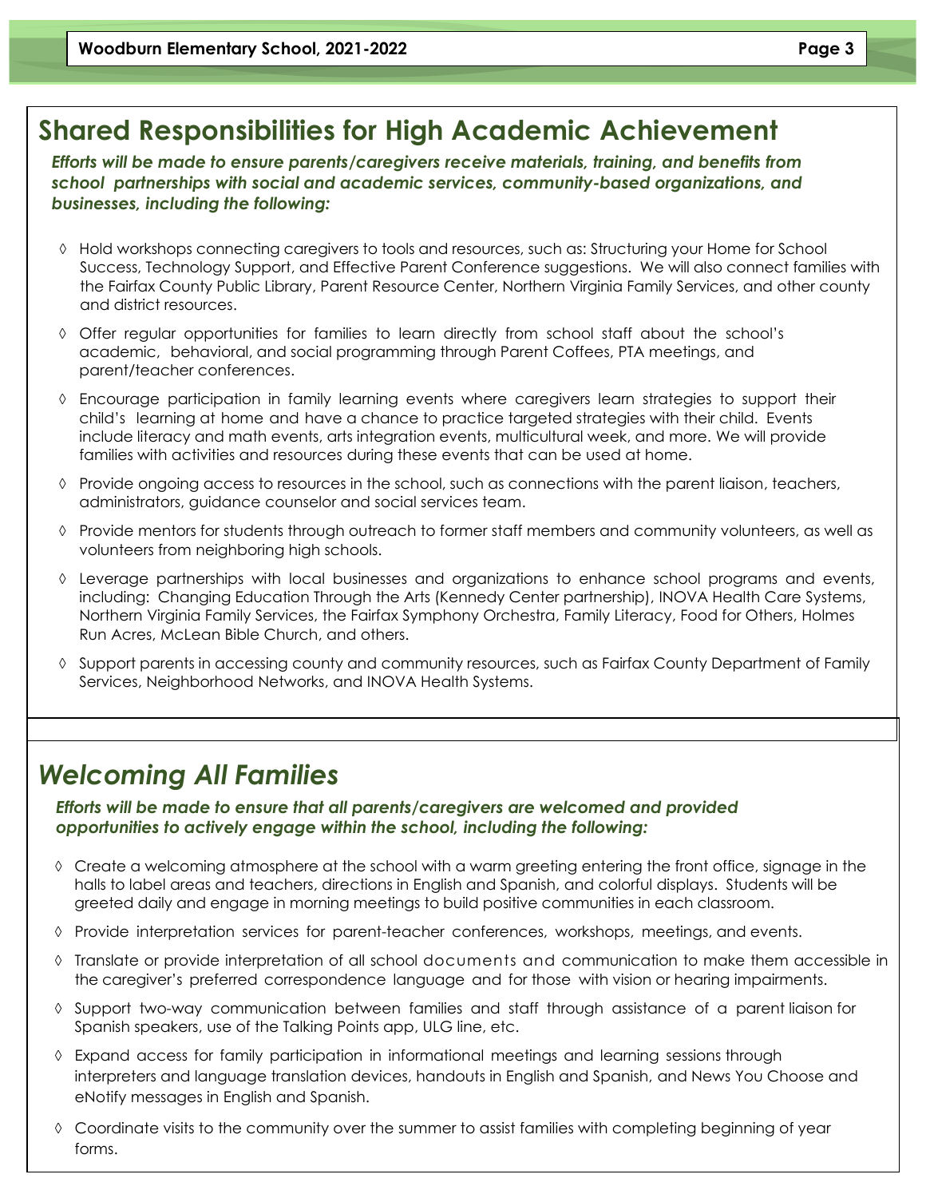## Shared Responsibilities for High Academic Achievement

***Efforts will be made to ensure parents/caregivers receive materials, training, and benefits from school partnerships with social and academic services, community-based organizations, and businesses, including the following:***

- Hold workshops connecting caregivers to tools and resources, such as: Structuring your Home for School Success, Technology Support, and Effective Parent Conference suggestions. We will also connect families with the Fairfax County Public Library, Parent Resource Center, Northern Virginia Family Services, and other county and district resources.
- Offer regular opportunities for families to learn directly from school staff about the school's academic, behavioral, and social programming through Parent Coffees, PTA meetings, and parent/teacher conferences.
- Encourage participation in family learning events where caregivers learn strategies to support their child's learning at home and have a chance to practice targeted strategies with their child. Events include literacy and math events, arts integration events, multicultural week, and more. We will provide families with activities and resources during these events that can be used at home.
- Provide ongoing access to resources in the school, such as connections with the parent liaison, teachers, administrators, guidance counselor and social services team.
- Provide mentors for students through outreach to former staff members and community volunteers, as well as volunteers from neighboring high schools.
- Leverage partnerships with local businesses and organizations to enhance school programs and events, including: Changing Education Through the Arts (Kennedy Center partnership), INOVA Health Care Systems, Northern Virginia Family Services, the Fairfax Symphony Orchestra, Family Literacy, Food for Others, Holmes Run Acres, McLean Bible Church, and others.
- Support parents in accessing county and community resources, such as Fairfax County Department of Family Services, Neighborhood Networks, and INOVA Health Systems.

## *Welcoming All Families*

***Efforts will be made to ensure that all parents/caregivers are welcomed and provided opportunities to actively engage within the school, including the following:***

- Create a welcoming atmosphere at the school with a warm greeting entering the front office, signage in the halls to label areas and teachers, directions in English and Spanish, and colorful displays. Students will be greeted daily and engage in morning meetings to build positive communities in each classroom.
- Provide interpretation services for parent-teacher conferences, workshops, meetings, and events.
- Translate or provide interpretation of all school documents and communication to make them accessible in the caregiver's preferred correspondence language and for those with vision or hearing impairments.
- Support two-way communication between families and staff through assistance of a parent liaison for Spanish speakers, use of the Talking Points app, ULG line, etc.
- Expand access for family participation in informational meetings and learning sessions through interpreters and language translation devices, handouts in English and Spanish, and News You Choose and eNotify messages in English and Spanish.
- Coordinate visits to the community over the summer to assist families with completing beginning of year forms.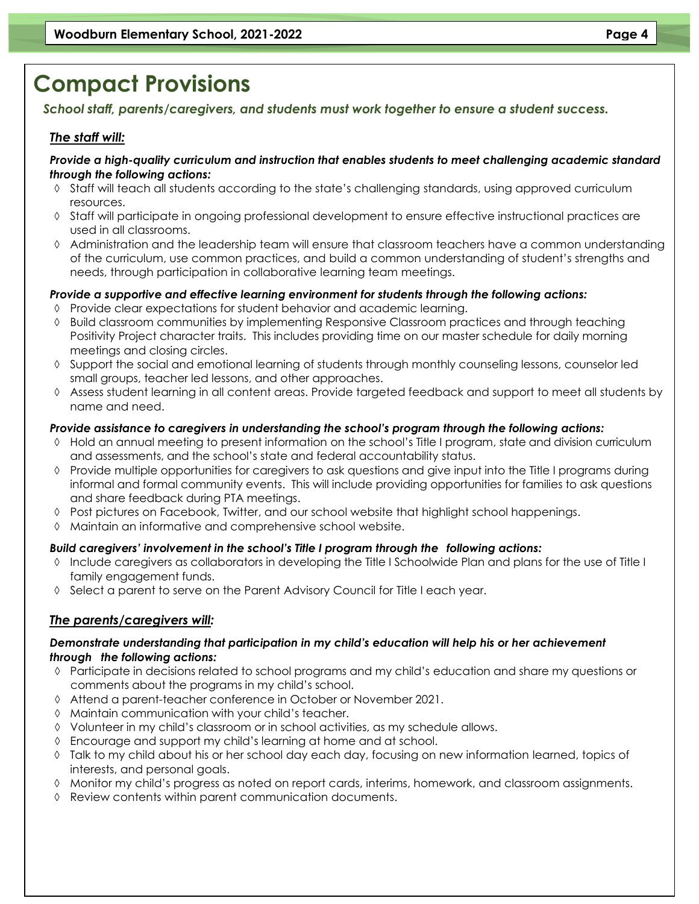# Compact Provisions

***School staff, parents/caregivers, and students must work together to ensure a student success.***

## ***The staff will:***

***Provide a high-quality curriculum and instruction that enables students to meet challenging academic standard through the following actions:***

- Staff will teach all students according to the state's challenging standards, using approved curriculum resources.
- Staff will participate in ongoing professional development to ensure effective instructional practices are used in all classrooms.
- Administration and the leadership team will ensure that classroom teachers have a common understanding of the curriculum, use common practices, and build a common understanding of student's strengths and needs, through participation in collaborative learning team meetings.

***Provide a supportive and effective learning environment for students through the following actions:***

- Provide clear expectations for student behavior and academic learning.
- Build classroom communities by implementing Responsive Classroom practices and through teaching Positivity Project character traits. This includes providing time on our master schedule for daily morning meetings and closing circles.
- Support the social and emotional learning of students through monthly counseling lessons, counselor led small groups, teacher led lessons, and other approaches.
- Assess student learning in all content areas. Provide targeted feedback and support to meet all students by name and need.

***Provide assistance to caregivers in understanding the school's program through the following actions:***

- Hold an annual meeting to present information on the school's Title I program, state and division curriculum and assessments, and the school's state and federal accountability status.
- Provide multiple opportunities for caregivers to ask questions and give input into the Title I programs during informal and formal community events. This will include providing opportunities for families to ask questions and share feedback during PTA meetings.
- Post pictures on Facebook, Twitter, and our school website that highlight school happenings.
- Maintain an informative and comprehensive school website.

***Build caregivers' involvement in the school's Title I program through the following actions:***

- Include caregivers as collaborators in developing the Title I Schoolwide Plan and plans for the use of Title I family engagement funds.
- Select a parent to serve on the Parent Advisory Council for Title I each year.

## ***The parents/caregivers will:***

***Demonstrate understanding that participation in my child's education will help his or her achievement through the following actions:***

- Participate in decisions related to school programs and my child's education and share my questions or comments about the programs in my child's school.
- Attend a parent-teacher conference in October or November 2021.
- Maintain communication with your child's teacher.
- Volunteer in my child's classroom or in school activities, as my schedule allows.
- Encourage and support my child's learning at home and at school.
- Talk to my child about his or her school day each day, focusing on new information learned, topics of interests, and personal goals.
- Monitor my child's progress as noted on report cards, interims, homework, and classroom assignments.
- Review contents within parent communication documents.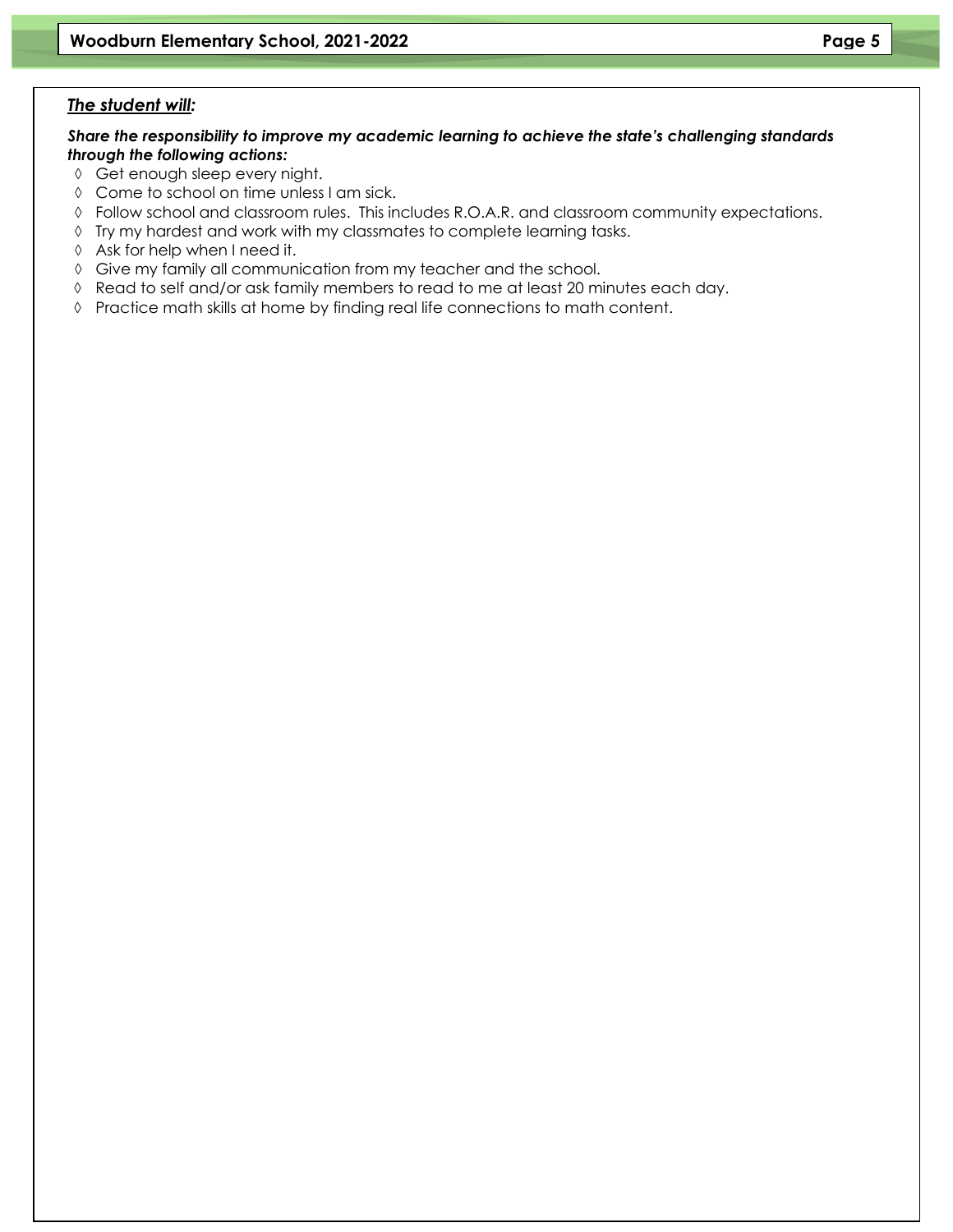***The student will:***

***Share the responsibility to improve my academic learning to achieve the state's challenging standards through the following actions:***

- Get enough sleep every night.
- Come to school on time unless I am sick.
- Follow school and classroom rules. This includes R.O.A.R. and classroom community expectations.
- Try my hardest and work with my classmates to complete learning tasks.
- Ask for help when I need it.
- Give my family all communication from my teacher and the school.
- Read to self and/or ask family members to read to me at least 20 minutes each day.
- Practice math skills at home by finding real life connections to math content.